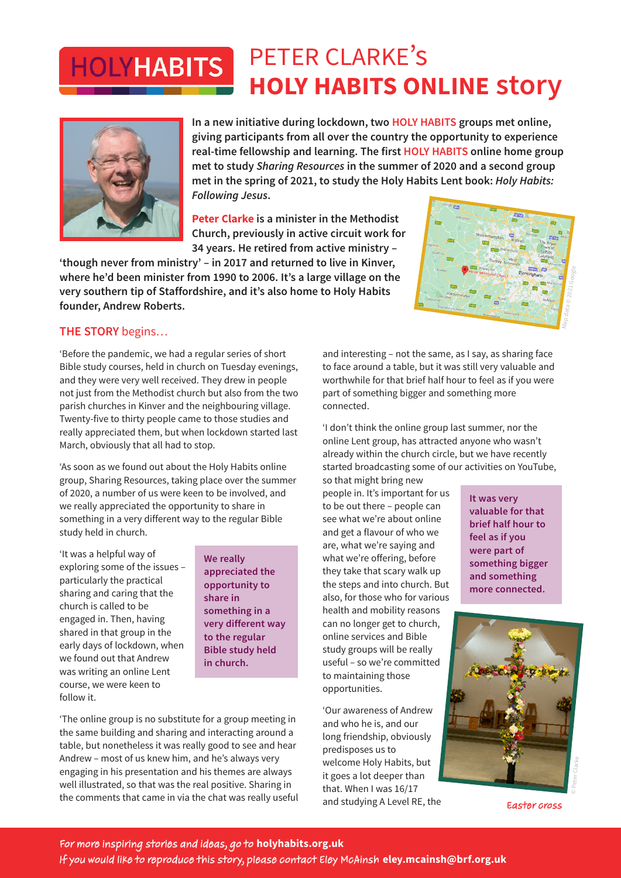# HOLYHABITS PETER CLARKE's **HOLY HABITS ONLINE story**

**In a new initiative during lockdown, two HOLY HABITS groups met online, giving participants from all over the country the opportunity to experience real-time fellowship and learning. The first HOLY HABITS online home group met to study *Sharing Resources* in the summer of 2020 and a second group met in the spring of 2021, to study the Holy Habits Lent book: *Holy Habits: Following Jesus*.**

**Peter Clarke is a minister in the Methodist Church, previously in active circuit work for 34 years. He retired from active ministry – 'though never from ministry' – in 2017 and returned to live in Kinver, where he'd been minister from 1990 to 2006. It's a large village on the very southern tip of Staffordshire, and it's also home to Holy Habits founder, Andrew Roberts.**

Map data © 2021 Google

## THE STORY begins…

'Before the pandemic, we had a regular series of short Bible study courses, held in church on Tuesday evenings, and they were very well received. They drew in people not just from the Methodist church but also from the two parish churches in Kinver and the neighbouring village. Twenty-five to thirty people came to those studies and really appreciated them, but when lockdown started last March, obviously that all had to stop.

'As soon as we found out about the Holy Habits online group, Sharing Resources, taking place over the summer of 2020, a number of us were keen to be involved, and we really appreciated the opportunity to share in something in a very different way to the regular Bible study held in church.

'It was a helpful way of exploring some of the issues – particularly the practical sharing and caring that the church is called to be engaged in. Then, having shared in that group in the early days of lockdown, when we found out that Andrew was writing an online Lent course, we were keen to follow it.

> **We really appreciated the opportunity to share in something in a very different way to the regular Bible study held in church.**

'The online group is no substitute for a group meeting in the same building and sharing and interacting around a table, but nonetheless it was really good to see and hear Andrew – most of us knew him, and he's always very engaging in his presentation and his themes are always well illustrated, so that was the real positive. Sharing in the comments that came in via the chat was really useful and interesting – not the same, as I say, as sharing face to face around a table, but it was still very valuable and worthwhile for that brief half hour to feel as if you were part of something bigger and something more connected.

'I don't think the online group last summer, nor the online Lent group, has attracted anyone who wasn't already within the church circle, but we have recently started broadcasting some of our activities on YouTube, so that might bring new people in. It's important for us to be out there – people can see what we're about online and get a flavour of who we are, what we're saying and what we're offering, before they take that scary walk up the steps and into church. But also, for those who for various health and mobility reasons can no longer get to church, online services and Bible study groups will be really useful – so we're committed to maintaining those opportunities.

> **It was very valuable for that brief half hour to feel as if you were part of something bigger and something more connected.**

'Our awareness of Andrew and who he is, and our long friendship, obviously predisposes us to welcome Holy Habits, but it goes a lot deeper than that. When I was 16/17 and studying A Level RE, the

© Peter Clarke

Easter cross

For more inspiring stories and ideas, go to **holyhabits.org.uk**
If you would like to reproduce this story, please contact Eley McAinsh **eley.mcainsh@brf.org.uk**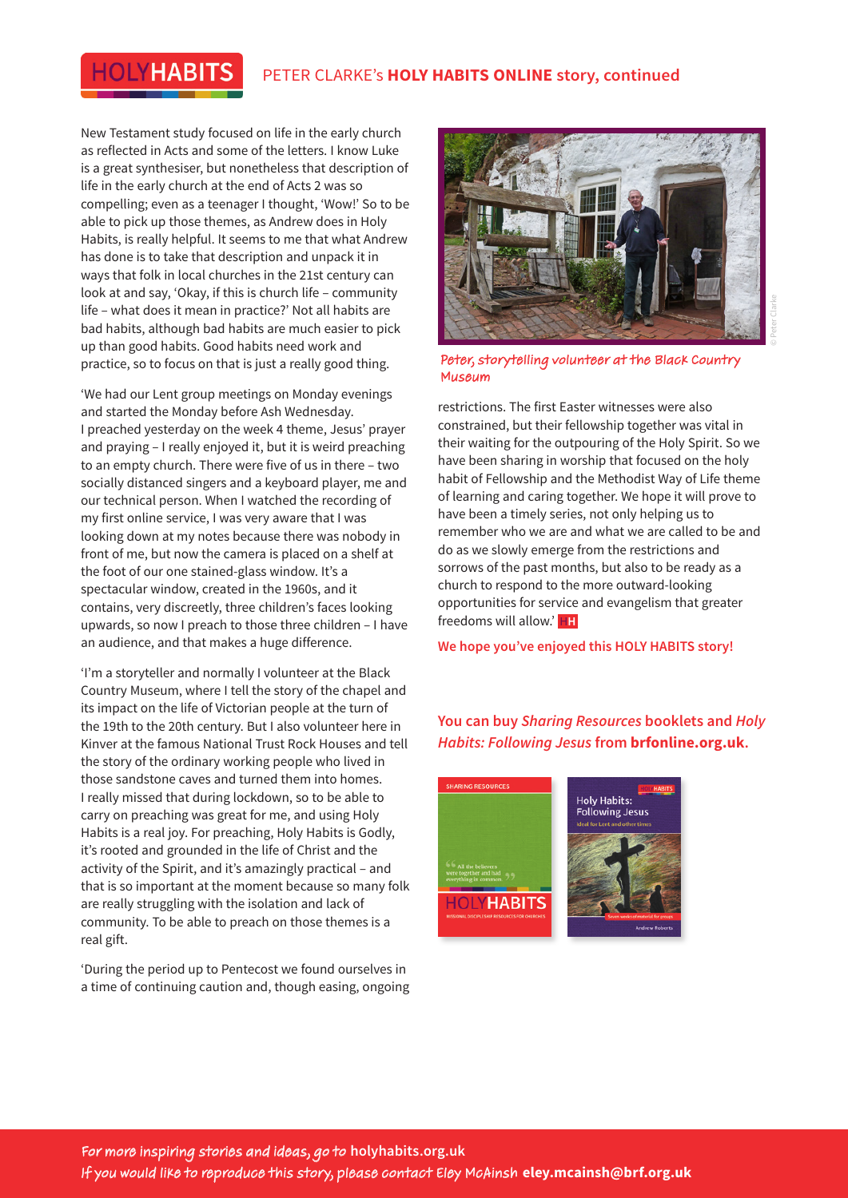## PETER CLARKE's **HOLY HABITS ONLINE** story, continued

New Testament study focused on life in the early church as reflected in Acts and some of the letters. I know Luke is a great synthesiser, but nonetheless that description of life in the early church at the end of Acts 2 was so compelling; even as a teenager I thought, 'Wow!' So to be able to pick up those themes, as Andrew does in Holy Habits, is really helpful. It seems to me that what Andrew has done is to take that description and unpack it in ways that folk in local churches in the 21st century can look at and say, 'Okay, if this is church life – community life – what does it mean in practice?' Not all habits are bad habits, although bad habits are much easier to pick up than good habits. Good habits need work and practice, so to focus on that is just a really good thing.

'We had our Lent group meetings on Monday evenings and started the Monday before Ash Wednesday. I preached yesterday on the week 4 theme, Jesus' prayer and praying – I really enjoyed it, but it is weird preaching to an empty church. There were five of us in there – two socially distanced singers and a keyboard player, me and our technical person. When I watched the recording of my first online service, I was very aware that I was looking down at my notes because there was nobody in front of me, but now the camera is placed on a shelf at the foot of our one stained-glass window. It's a spectacular window, created in the 1960s, and it contains, very discreetly, three children's faces looking upwards, so now I preach to those three children – I have an audience, and that makes a huge difference.

'I'm a storyteller and normally I volunteer at the Black Country Museum, where I tell the story of the chapel and its impact on the life of Victorian people at the turn of the 19th to the 20th century. But I also volunteer here in Kinver at the famous National Trust Rock Houses and tell the story of the ordinary working people who lived in those sandstone caves and turned them into homes. I really missed that during lockdown, so to be able to carry on preaching was great for me, and using Holy Habits is a real joy. For preaching, Holy Habits is Godly, it's rooted and grounded in the life of Christ and the activity of the Spirit, and it's amazingly practical – and that is so important at the moment because so many folk are really struggling with the isolation and lack of community. To be able to preach on those themes is a real gift.

'During the period up to Pentecost we found ourselves in a time of continuing caution and, though easing, ongoing restrictions. The first Easter witnesses were also constrained, but their fellowship together was vital in their waiting for the outpouring of the Holy Spirit. So we have been sharing in worship that focused on the holy habit of Fellowship and the Methodist Way of Life theme of learning and caring together. We hope it will prove to have been a timely series, not only helping us to remember who we are and what we are called to be and do as we slowly emerge from the restrictions and sorrows of the past months, but also to be ready as a church to respond to the more outward-looking opportunities for service and evangelism that greater freedoms will allow.'

Peter, storytelling volunteer at the Black Country Museum

© Peter Clarke

**We hope you've enjoyed this HOLY HABITS story!**

**You can buy *Sharing Resources* booklets and *Holy Habits: Following Jesus* from brfonline.org.uk.**

For more inspiring stories and ideas, go to **holyhabits.org.uk**
If you would like to reproduce this story, please contact Eley McAinsh **eley.mcainsh@brf.org.uk**